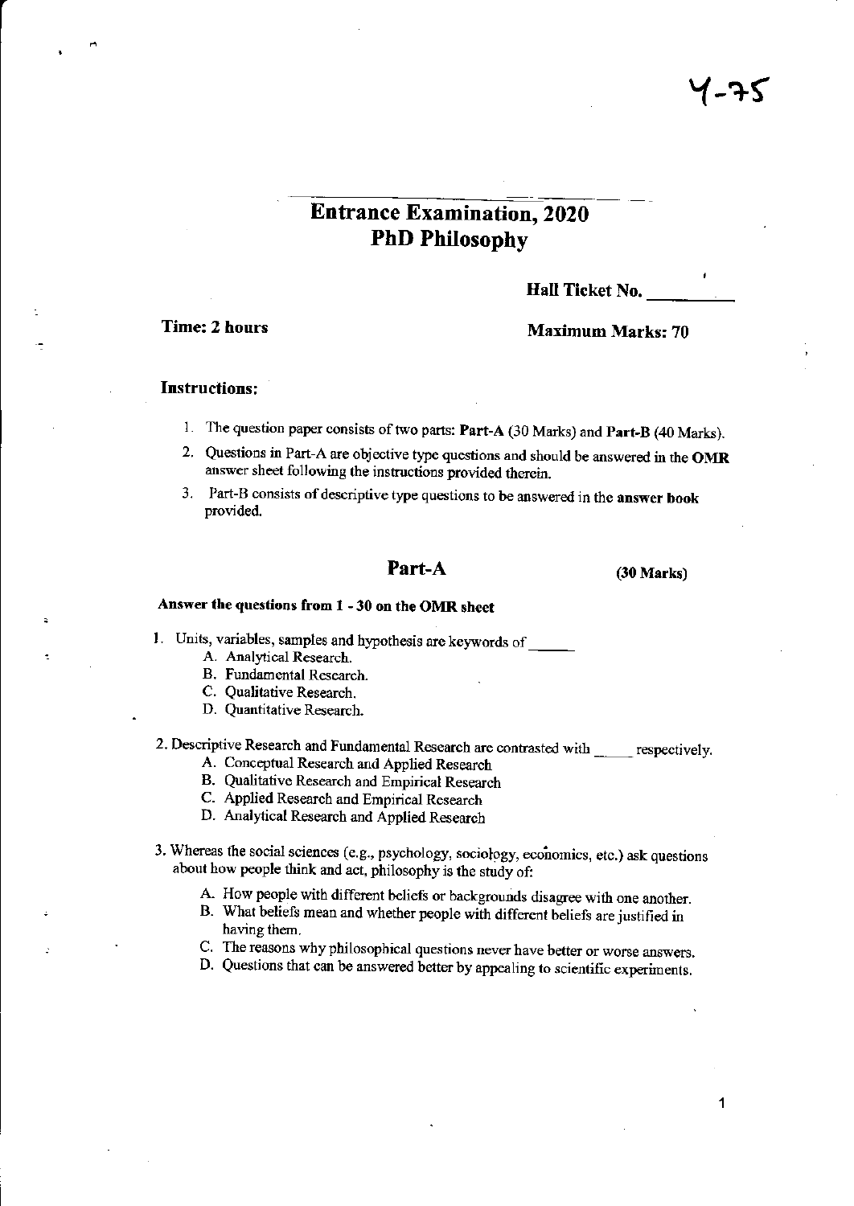Y-75

# Entrance Examination, 2020
# PhD Philosophy

**Hall Ticket No.** __________

**Time: 2 hours** **Maximum Marks: 70**

### Instructions:

1. The question paper consists of two parts: **Part-A** (30 Marks) and **Part-B** (40 Marks).
2. Questions in Part-A are objective type questions and should be answered in the **OMR** answer sheet following the instructions provided therein.
3. Part-B consists of descriptive type questions to be answered in the **answer book** provided.

## Part-A (30 Marks)

**Answer the questions from 1 - 30 on the OMR sheet**

1. Units, variables, samples and hypothesis are keywords of _____
   - A. Analytical Research.
   - B. Fundamental Research.
   - C. Qualitative Research.
   - D. Quantitative Research.

2. Descriptive Research and Fundamental Research are contrasted with _____ respectively.
   - A. Conceptual Research and Applied Research
   - B. Qualitative Research and Empirical Research
   - C. Applied Research and Empirical Research
   - D. Analytical Research and Applied Research

3. Whereas the social sciences (e.g., psychology, sociology, economics, etc.) ask questions about how people think and act, philosophy is the study of:
   - A. How people with different beliefs or backgrounds disagree with one another.
   - B. What beliefs mean and whether people with different beliefs are justified in having them.
   - C. The reasons why philosophical questions never have better or worse answers.
   - D. Questions that can be answered better by appealing to scientific experiments.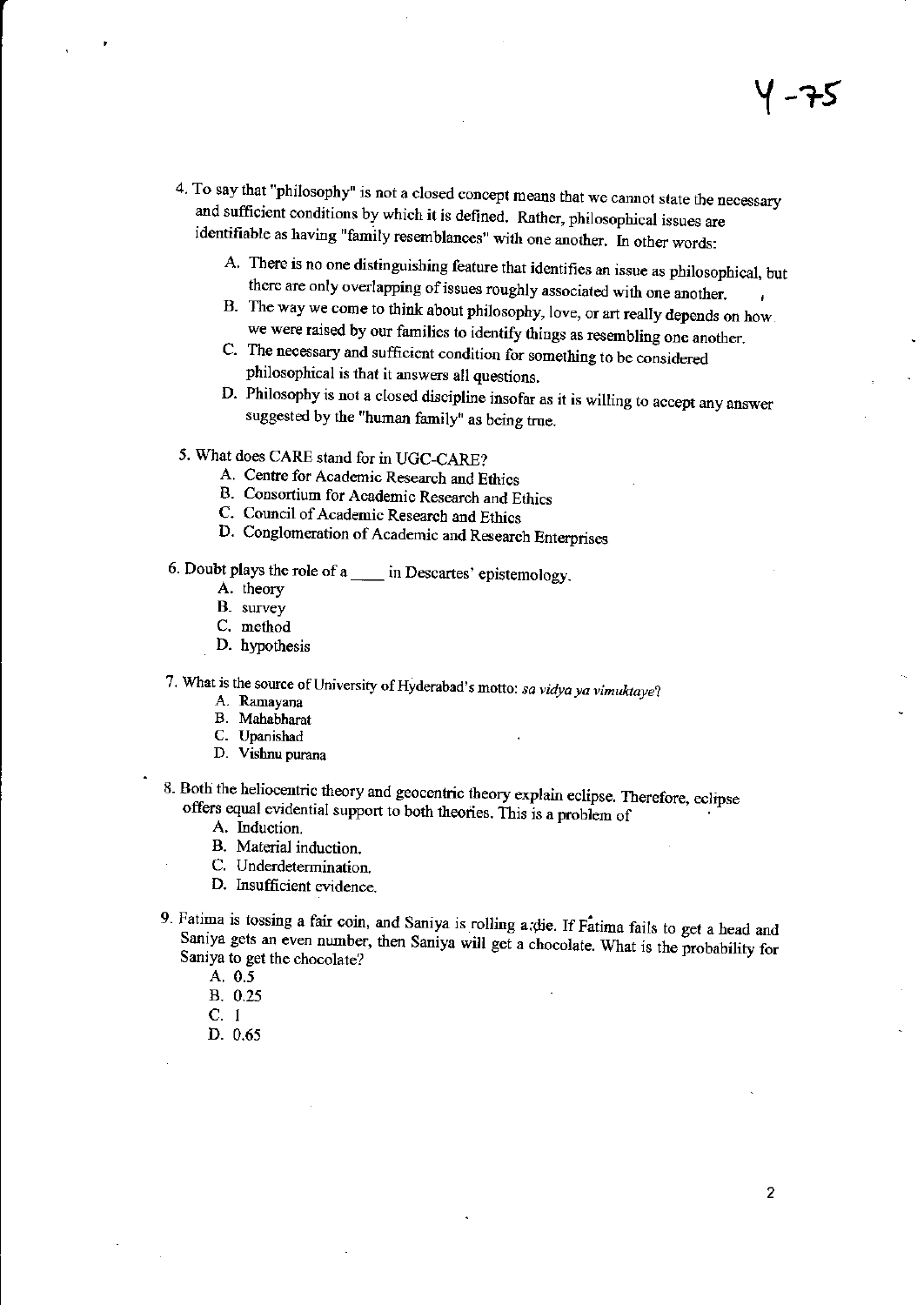Y-75

4. To say that "philosophy" is not a closed concept means that we cannot state the necessary and sufficient conditions by which it is defined. Rather, philosophical issues are identifiable as having "family resemblances" with one another. In other words:

   A. There is no one distinguishing feature that identifies an issue as philosophical, but there are only overlapping of issues roughly associated with one another.
   B. The way we come to think about philosophy, love, or art really depends on how we were raised by our families to identify things as resembling one another.
   C. The necessary and sufficient condition for something to be considered philosophical is that it answers all questions.
   D. Philosophy is not a closed discipline insofar as it is willing to accept any answer suggested by the "human family" as being true.

5. What does CARE stand for in UGC-CARE?

   A. Centre for Academic Research and Ethics
   B. Consortium for Academic Research and Ethics
   C. Council of Academic Research and Ethics
   D. Conglomeration of Academic and Research Enterprises

6. Doubt plays the role of a ____ in Descartes' epistemology.

   A. theory
   B. survey
   C. method
   D. hypothesis

7. What is the source of University of Hyderabad's motto: *sa vidya ya vimuktaye*?

   A. Ramayana
   B. Mahabharat
   C. Upanishad
   D. Vishnu purana

8. Both the heliocentric theory and geocentric theory explain eclipse. Therefore, eclipse offers equal evidential support to both theories. This is a problem of

   A. Induction.
   B. Material induction.
   C. Underdetermination.
   D. Insufficient evidence.

9. Fatima is tossing a fair coin, and Saniya is rolling a die. If Fatima fails to get a head and Saniya gets an even number, then Saniya will get a chocolate. What is the probability for Saniya to get the chocolate?

   A. 0.5
   B. 0.25
   C. 1
   D. 0.65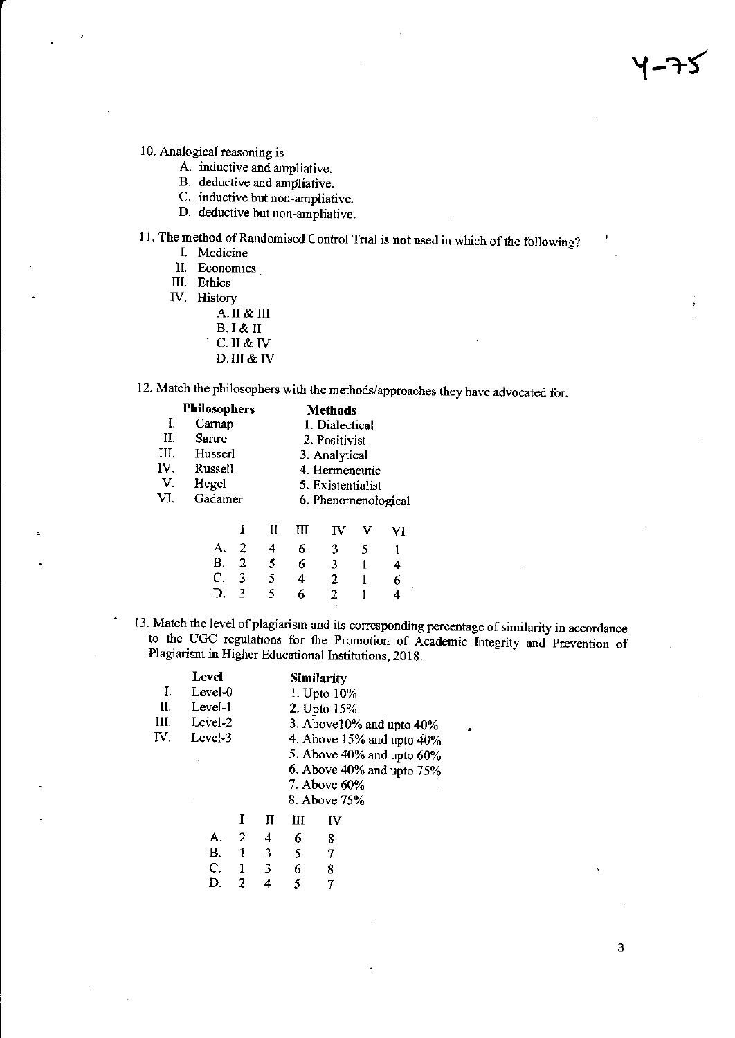10. Analogical reasoning is
    - A. inductive and ampliative.
    - B. deductive and ampliative.
    - C. inductive but non-ampliative.
    - D. deductive but non-ampliative.

11. The method of Randomised Control Trial is **not** used in which of the following?
    - I. Medicine
    - II. Economics
    - III. Ethics
    - IV. History
        - A. II & III
        - B. I & II
        - C. II & IV
        - D. III & IV

12. Match the philosophers with the methods/approaches they have advocated for.

| | **Philosophers** | **Methods** |
|---|---|---|
| I. | Carnap | 1. Dialectical |
| II. | Sartre | 2. Positivist |
| III. | Husserl | 3. Analytical |
| IV. | Russell | 4. Hermeneutic |
| V. | Hegel | 5. Existentialist |
| VI. | Gadamer | 6. Phenomenological |

| | I | II | III | IV | V | VI |
|---|---|---|---|---|---|---|
| A. | 2 | 4 | 6 | 3 | 5 | 1 |
| B. | 2 | 5 | 6 | 3 | 1 | 4 |
| C. | 3 | 5 | 4 | 2 | 1 | 6 |
| D. | 3 | 5 | 6 | 2 | 1 | 4 |

13. Match the level of plagiarism and its corresponding percentage of similarity in accordance to the UGC regulations for the Promotion of Academic Integrity and Prevention of Plagiarism in Higher Educational Institutions, 2018.

| | **Level** | **Similarity** |
|---|---|---|
| I. | Level-0 | 1. Upto 10% |
| II. | Level-1 | 2. Upto 15% |
| III. | Level-2 | 3. Above10% and upto 40% |
| IV. | Level-3 | 4. Above 15% and upto 40% |
| | | 5. Above 40% and upto 60% |
| | | 6. Above 40% and upto 75% |
| | | 7. Above 60% |
| | | 8. Above 75% |

| | I | II | III | IV |
|---|---|---|---|---|
| A. | 2 | 4 | 6 | 8 |
| B. | 1 | 3 | 5 | 7 |
| C. | 1 | 3 | 6 | 8 |
| D. | 2 | 4 | 5 | 7 |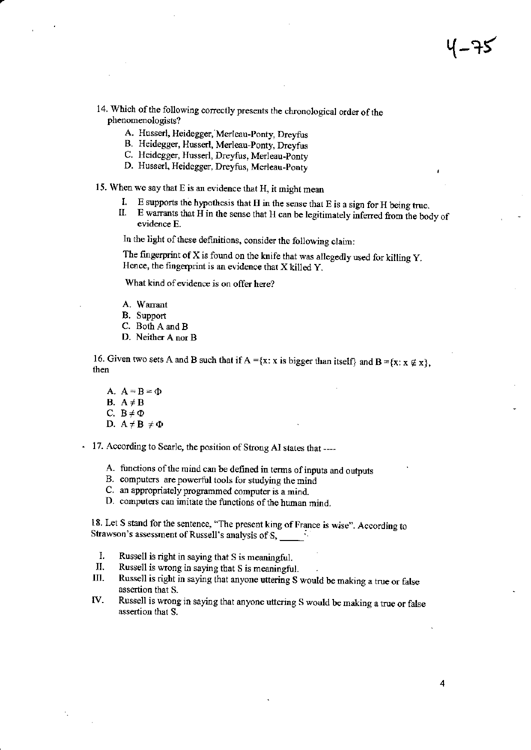4-75

14. Which of the following correctly presents the chronological order of the phenomenologists?

    A. Husserl, Heidegger, Merleau-Ponty, Dreyfus
    B. Heidegger, Husserl, Merleau-Ponty, Dreyfus
    C. Heidegger, Husserl, Dreyfus, Merleau-Ponty
    D. Husserl, Heidegger, Dreyfus, Merleau-Ponty

15. When we say that E is an evidence that H, it might mean

    I. E supports the hypothesis that H in the sense that E is a sign for H being true.
    II. E warrants that H in the sense that H can be legitimately inferred from the body of evidence E.

    In the light of these definitions, consider the following claim:

    The fingerprint of X is found on the knife that was allegedly used for killing Y. Hence, the fingerprint is an evidence that X killed Y.

    What kind of evidence is on offer here?

    A. Warrant
    B. Support
    C. Both A and B
    D. Neither A nor B

16. Given two sets A and B such that if A = {x: x is bigger than itself} and B = $\{x: x \notin x\}$, then

    A. $A = B = \Phi$
    B. $A \neq B$
    C. $B \neq \Phi$
    D. $A \neq B \neq \Phi$

17. According to Searle, the position of Strong AI states that ----

    A. functions of the mind can be defined in terms of inputs and outputs
    B. computers are powerful tools for studying the mind
    C. an appropriately programmed computer is a mind.
    D. computers can imitate the functions of the human mind.

18. Let S stand for the sentence, "The present king of France is wise". According to Strawson's assessment of Russell's analysis of S, \_\_\_\_\_.

    I. Russell is right in saying that S is meaningful.
    II. Russell is wrong in saying that S is meaningful.
    III. Russell is right in saying that anyone uttering S would be making a true or false assertion that S.
    IV. Russell is wrong in saying that anyone uttering S would be making a true or false assertion that S.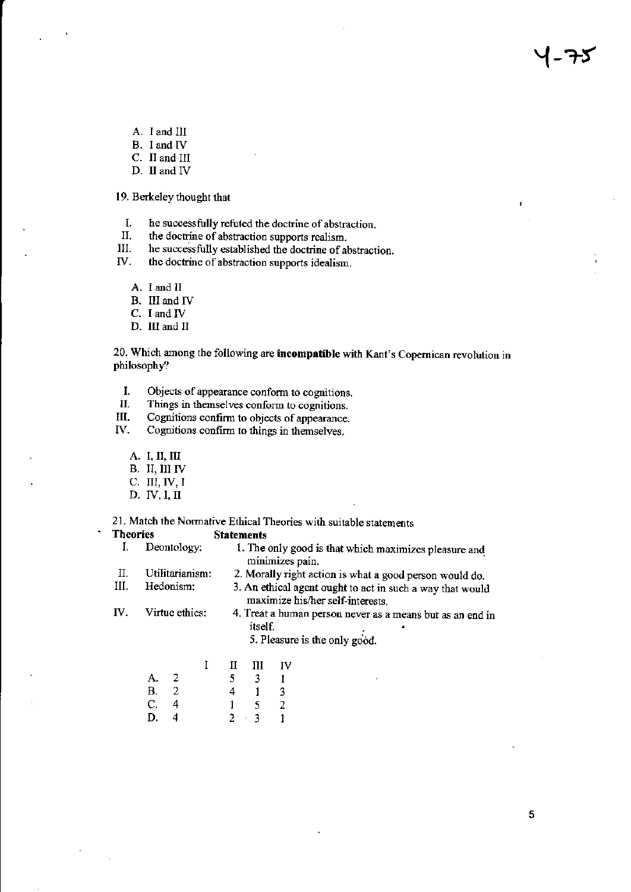A. I and III
B. I and IV
C. II and III
D. II and IV

19. Berkeley thought that

I. he successfully refuted the doctrine of abstraction.
II. the doctrine of abstraction supports realism.
III. he successfully established the doctrine of abstraction.
IV. the doctrine of abstraction supports idealism.

A. I and II
B. III and IV
C. I and IV
D. III and II

20. Which among the following are **incompatible** with Kant's Copernican revolution in philosophy?

I. Objects of appearance conform to cognitions.
II. Things in themselves conform to cognitions.
III. Cognitions confirm to objects of appearance.
IV. Cognitions confirm to things in themselves.

A. I, II, III
B. II, III IV
C. III, IV, I
D. IV, I, II

21. Match the Normative Ethical Theories with suitable statements

| **Theories** | **Statements** |
|---|---|
| I. Deontology: | 1. The only good is that which maximizes pleasure and minimizes pain. |
| II. Utilitarianism: | 2. Morally right action is what a good person would do. |
| III. Hedonism: | 3. An ethical agent ought to act in such a way that would maximize his/her self-interests. |
| IV. Virtue ethics: | 4. Treat a human person never as a means but as an end in itself. |
| | 5. Pleasure is the only good. |

| | I | II | III | IV |
|---|---|---|---|---|
| A. | 2 | 5 | 3 | 1 |
| B. | 2 | 4 | 1 | 3 |
| C. | 4 | 1 | 5 | 2 |
| D. | 4 | 2 | 3 | 1 |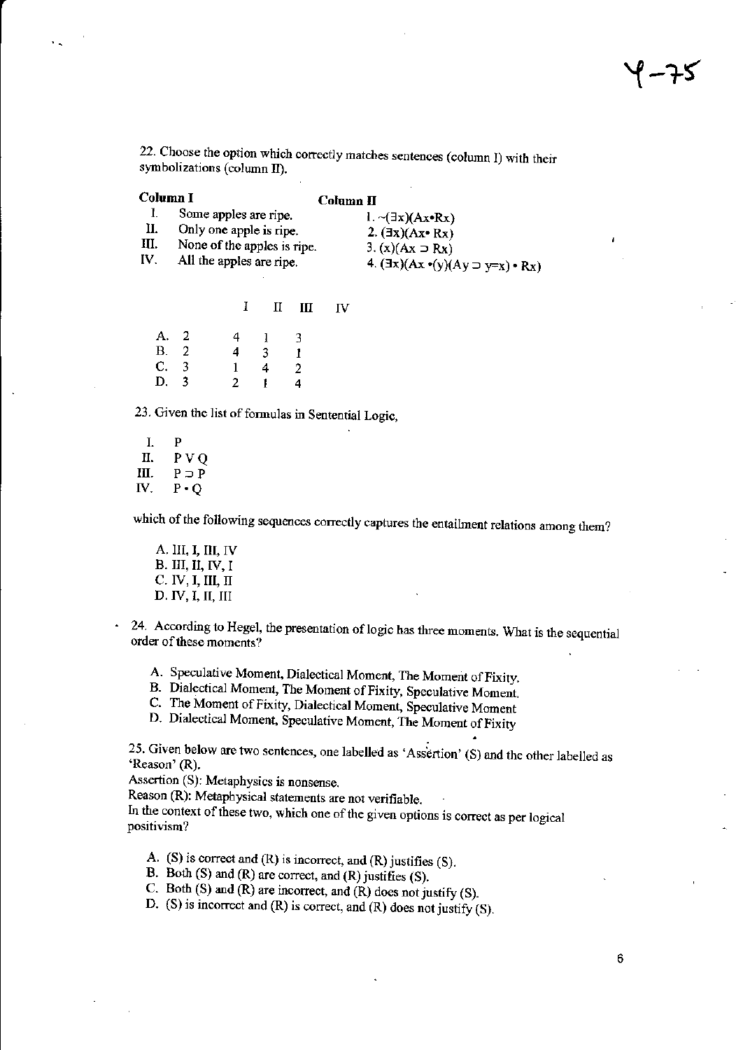22. Choose the option which correctly matches sentences (column I) with their symbolizations (column II).

**Column I**

I. Some apples are ripe.
II. Only one apple is ripe.
III. None of the apples is ripe.
IV. All the apples are ripe.

**Column II**

1. $\sim(\exists x)(Ax \cdot Rx)$
2. $(\exists x)(Ax \cdot Rx)$
3. $(x)(Ax \supset Rx)$
4. $(\exists x)(Ax \cdot (y)(Ay \supset y{=}x) \cdot Rx)$

| | I | II | III | IV |
|---|---|---|---|---|
| A. | 2 | 4 | 1 | 3 |
| B. | 2 | 4 | 3 | 1 |
| C. | 3 | 1 | 4 | 2 |
| D. | 3 | 2 | 1 | 4 |

23. Given the list of formulas in Sentential Logic,

I. P
II. P V Q
III. $P \supset P$
IV. $P \cdot Q$

which of the following sequences correctly captures the entailment relations among them?

A. III, I, III, IV
B. III, II, IV, I
C. IV, I, III, II
D. IV, I, II, III

24. According to Hegel, the presentation of logic has three moments. What is the sequential order of these moments?

A. Speculative Moment, Dialectical Moment, The Moment of Fixity.
B. Dialectical Moment, The Moment of Fixity, Speculative Moment.
C. The Moment of Fixity, Dialectical Moment, Speculative Moment
D. Dialectical Moment, Speculative Moment, The Moment of Fixity

25. Given below are two sentences, one labelled as 'Assertion' (S) and the other labelled as 'Reason' (R).

Assertion (S): Metaphysics is nonsense.

Reason (R): Metaphysical statements are not verifiable.

In the context of these two, which one of the given options is correct as per logical positivism?

A. (S) is correct and (R) is incorrect, and (R) justifies (S).
B. Both (S) and (R) are correct, and (R) justifies (S).
C. Both (S) and (R) are incorrect, and (R) does not justify (S).
D. (S) is incorrect and (R) is correct, and (R) does not justify (S).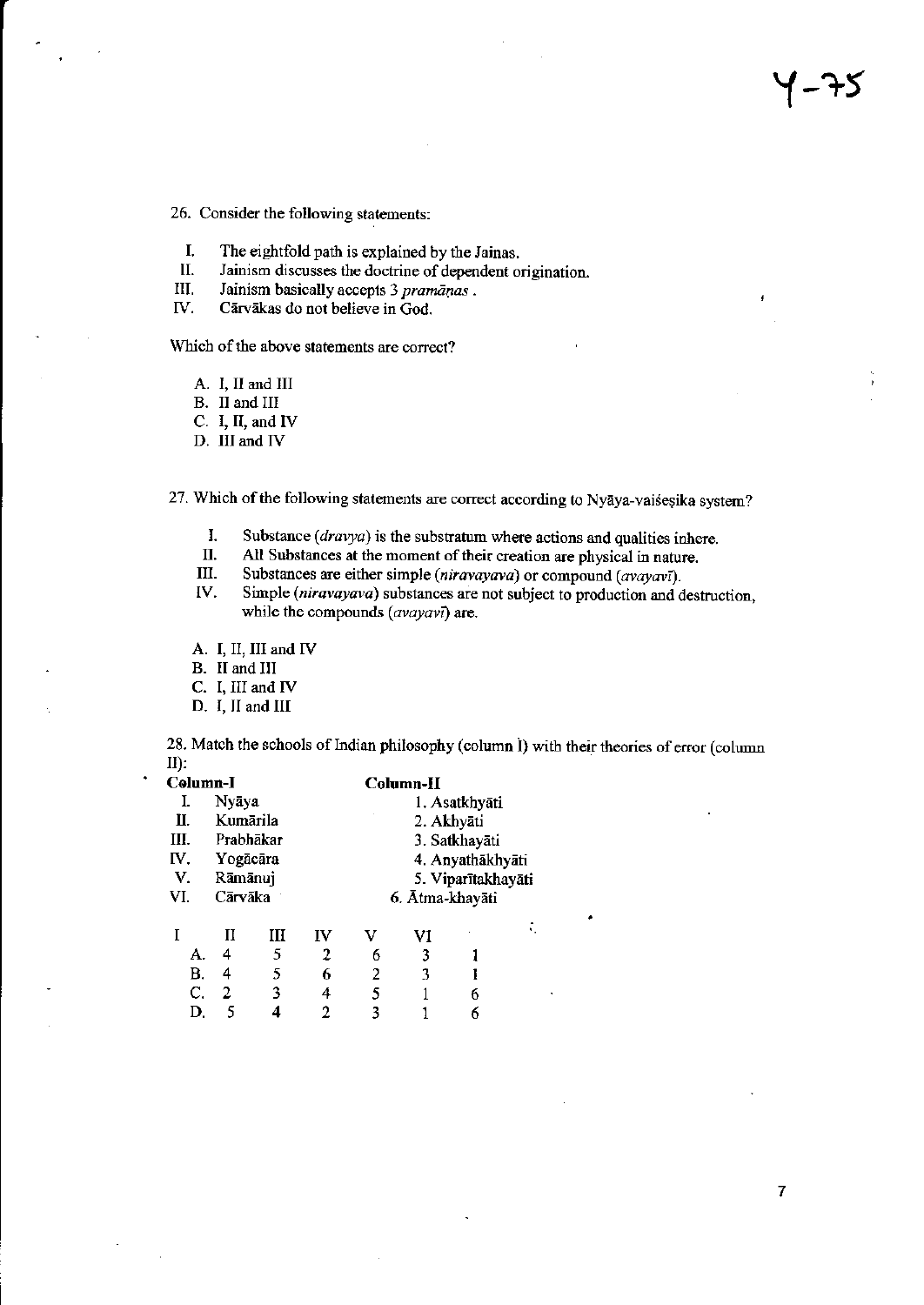26. Consider the following statements:

- I. The eightfold path is explained by the Jainas.
- II. Jainism discusses the doctrine of dependent origination.
- III. Jainism basically accepts 3 *pramāṇas* .
- IV. Cārvākas do not believe in God.

Which of the above statements are correct?

- A. I, II and III
- B. II and III
- C. I, II, and IV
- D. III and IV

27. Which of the following statements are correct according to Nyāya-vaiśeṣika system?

- I. Substance (*dravya*) is the substratum where actions and qualities inhere.
- II. All Substances at the moment of their creation are physical in nature.
- III. Substances are either simple (*niravayava*) or compound (*avayavī*).
- IV. Simple (*niravayava*) substances are not subject to production and destruction, while the compounds (*avayavī*) are.

- A. I, II, III and IV
- B. II and III
- C. I, III and IV
- D. I, II and III

28. Match the schools of Indian philosophy (column I) with their theories of error (column II):

| Column-I | Column-II |
|---|---|
| I. Nyāya | 1. Asatkhyāti |
| II. Kumārila | 2. Akhyāti |
| III. Prabhākar | 3. Satkhayāti |
| IV. Yogācāra | 4. Anyathākhyāti |
| V. Rāmānuj | 5. Viparītakhayāti |
| VI. Cārvāka | 6. Ātma-khayāti |

| | I | II | III | IV | V | VI |
|---|---|---|---|---|---|---|
| A. | 4 | 5 | 2 | 6 | 3 | 1 |
| B. | 4 | 5 | 6 | 2 | 3 | 1 |
| C. | 2 | 3 | 4 | 5 | 1 | 6 |
| D. | 5 | 4 | 2 | 3 | 1 | 6 |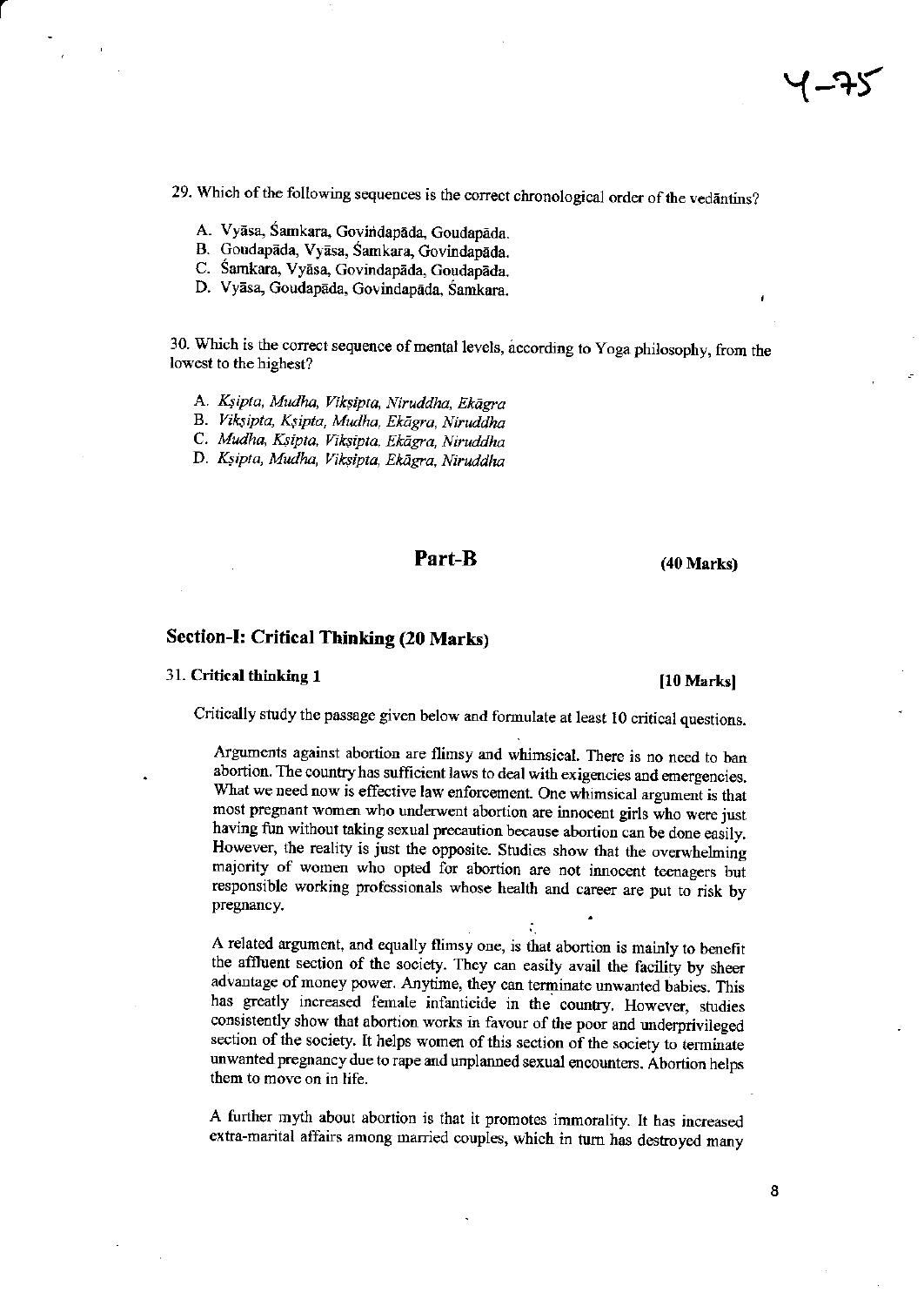29. Which of the following sequences is the correct chronological order of the vedāntins?

A. Vyāsa, Śaṃkara, Govindapāda, Goudapāda.
B. Goudapāda, Vyāsa, Śaṃkara, Govindapāda.
C. Śaṃkara, Vyāsa, Govindapāda, Goudapāda.
D. Vyāsa, Goudapāda, Govindapāda, Śaṃkara.

30. Which is the correct sequence of mental levels, according to Yoga philosophy, from the lowest to the highest?

A. *Kṣipta, Mudha, Vikṣipta, Niruddha, Ekāgra*
B. *Vikṣipta, Kṣipta, Mudha, Ekāgra, Niruddha*
C. *Mudha, Kṣipta, Vikṣipta, Ekāgra, Niruddha*
D. *Kṣipta, Mudha, Vikṣipta, Ekāgra, Niruddha*

## Part-B (40 Marks)

### Section-I: Critical Thinking (20 Marks)

31. **Critical thinking 1** **[10 Marks]**

Critically study the passage given below and formulate at least 10 critical questions.

> Arguments against abortion are flimsy and whimsical. There is no need to ban abortion. The country has sufficient laws to deal with exigencies and emergencies. What we need now is effective law enforcement. One whimsical argument is that most pregnant women who underwent abortion are innocent girls who were just having fun without taking sexual precaution because abortion can be done easily. However, the reality is just the opposite. Studies show that the overwhelming majority of women who opted for abortion are not innocent teenagers but responsible working professionals whose health and career are put to risk by pregnancy.
>
> A related argument, and equally flimsy one, is that abortion is mainly to benefit the affluent section of the society. They can easily avail the facility by sheer advantage of money power. Anytime, they can terminate unwanted babies. This has greatly increased female infanticide in the country. However, studies consistently show that abortion works in favour of the poor and underprivileged section of the society. It helps women of this section of the society to terminate unwanted pregnancy due to rape and unplanned sexual encounters. Abortion helps them to move on in life.
>
> A further myth about abortion is that it promotes immorality. It has increased extra-marital affairs among married couples, which in turn has destroyed many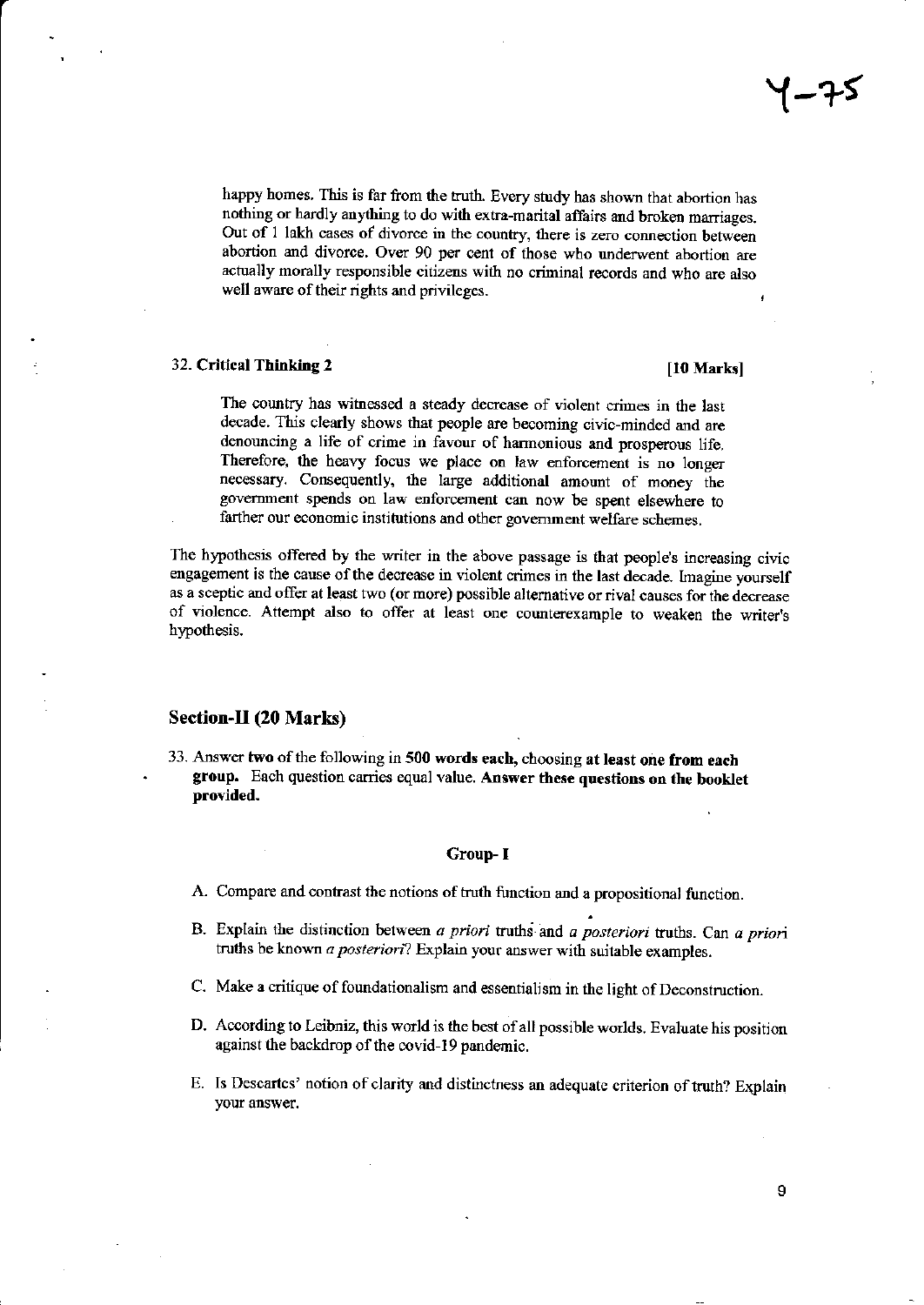happy homes. This is far from the truth. Every study has shown that abortion has nothing or hardly anything to do with extra-marital affairs and broken marriages. Out of 1 lakh cases of divorce in the country, there is zero connection between abortion and divorce. Over 90 per cent of those who underwent abortion are actually morally responsible citizens with no criminal records and who are also well aware of their rights and privileges.

### 32. Critical Thinking 2 [10 Marks]

> The country has witnessed a steady decrease of violent crimes in the last decade. This clearly shows that people are becoming civic-minded and are denouncing a life of crime in favour of harmonious and prosperous life. Therefore, the heavy focus we place on law enforcement is no longer necessary. Consequently, the large additional amount of money the government spends on law enforcement can now be spent elsewhere to farther our economic institutions and other government welfare schemes.

The hypothesis offered by the writer in the above passage is that people's increasing civic engagement is the cause of the decrease in violent crimes in the last decade. Imagine yourself as a sceptic and offer at least two (or more) possible alternative or rival causes for the decrease of violence. Attempt also to offer at least one counterexample to weaken the writer's hypothesis.

## Section-II (20 Marks)

33. Answer **two** of the following in **500 words each,** choosing **at least one from each group.** Each question carries equal value. **Answer these questions on the booklet provided.**

#### Group- I

A. Compare and contrast the notions of truth function and a propositional function.

B. Explain the distinction between *a priori* truths and *a posteriori* truths. Can *a priori* truths be known *a posteriori*? Explain your answer with suitable examples.

C. Make a critique of foundationalism and essentialism in the light of Deconstruction.

D. According to Leibniz, this world is the best of all possible worlds. Evaluate his position against the backdrop of the covid-19 pandemic.

E. Is Descartes' notion of clarity and distinctness an adequate criterion of truth? Explain your answer.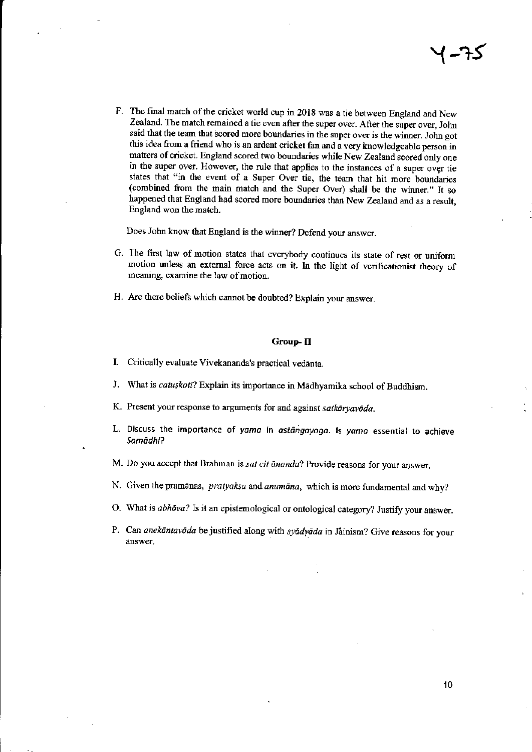F. The final match of the cricket world cup in 2018 was a tie between England and New Zealand. The match remained a tie even after the super over. After the super over, John said that the team that scored more boundaries in the super over is the winner. John got this idea from a friend who is an ardent cricket fan and a very knowledgeable person in matters of cricket. England scored two boundaries while New Zealand scored only one in the super over. However, the rule that applies to the instances of a super over tie states that "in the event of a Super Over tie, the team that hit more boundaries (combined from the main match and the Super Over) shall be the winner." It so happened that England had scored more boundaries than New Zealand and as a result, England won the match.

Does John know that England is the winner? Defend your answer.

G. The first law of motion states that everybody continues its state of rest or uniform motion unless an external force acts on it. In the light of verificationist theory of meaning, examine the law of motion.

H. Are there beliefs which cannot be doubted? Explain your answer.

## Group- II

I. Critically evaluate Vivekananda's practical vedānta.

J. What is *catuṣkoṭi*? Explain its importance in Mādhyamika school of Buddhism.

K. Present your response to arguments for and against *satkāryavāda*.

L. Discuss the importance of *yama* in *aṣṭāṅgayoga*. Is *yama* essential to achieve *Samādhi*?

M. Do you accept that Brahman is *sat cit ānanda*? Provide reasons for your answer.

N. Given the pramāṇas, *pratyakṣa* and *anumāna*, which is more fundamental and why?

O. What is *abhāva?* Is it an epistemological or ontological category? Justify your answer.

P. Can *anekāntavāda* be justified along with *syādvāda* in Jainism? Give reasons for your answer.